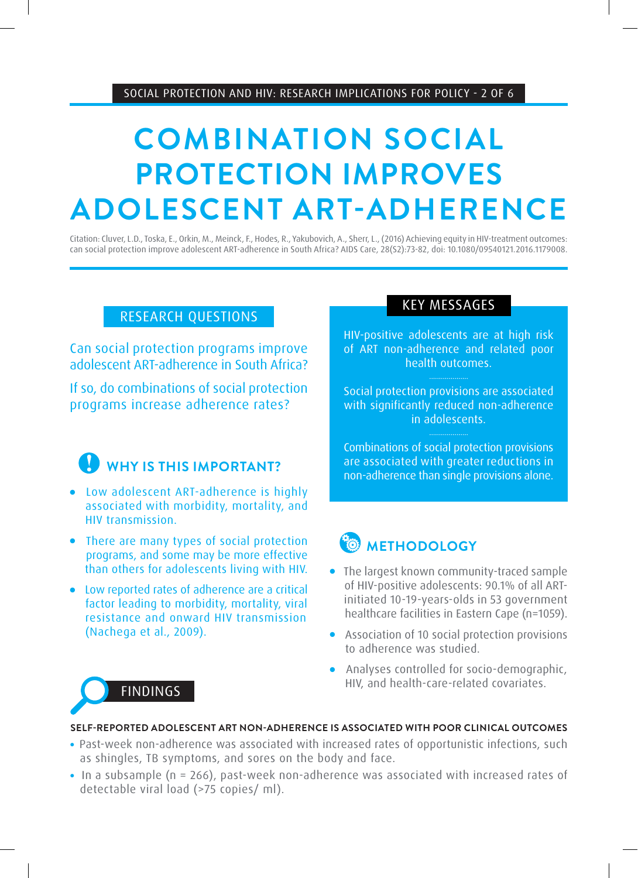# COMBINATION SOCIAL PROTECTION IMPROVES ADOLESCENT ART-ADHERENCE

Citation: Cluver, L.D., Toska, E., Orkin, M., Meinck, F., Hodes, R., Yakubovich, A., Sherr, L., (2016) Achieving equity in HIV-treatment outcomes: can social protection improve adolescent ART-adherence in South Africa? AIDS Care, 28(S2):73-82, doi: 10.1080/09540121.2016.1179008.

## RESEARCH QUESTIONS

Can social protection programs improve adolescent ART-adherence in South Africa?

If so, do combinations of social protection programs increase adherence rates?

## WHY IS THIS IMPORTANT?

- Low adolescent ART-adherence is highly associated with morbidity, mortality, and HIV transmission.
- There are many types of social protection programs, and some may be more effective than others for adolescents living with HIV.
- Low reported rates of adherence are a critical factor leading to morbidity, mortality, viral resistance and onward HIV transmission (Nachega et al., 2009).

## KEY MESSAGES

HIV-positive adolescents are at high risk of ART non-adherence and related poor health outcomes.

Social protection provisions are associated with significantly reduced non-adherence in adolescents.

Combinations of social protection provisions are associated with greater reductions in non-adherence than single provisions alone.

## METHODOLOGY

- The largest known community-traced sample of HIV-positive adolescents: 90.1% of all ART-initiated 10-19-years-olds in 53 government healthcare facilities in Eastern Cape (n=1059).
- Association of 10 social protection provisions to adherence was studied.
- Analyses controlled for socio-demographic, HIV, and health-care-related covariates.

## FINDINGS

### SELF-REPORTED ADOLESCENT ART NON-ADHERENCE IS ASSOCIATED WITH POOR CLINICAL OUTCOMES

- Past-week non-adherence was associated with increased rates of opportunistic infections, such as shingles, TB symptoms, and sores on the body and face.
- In a subsample (n = 266), past-week non-adherence was associated with increased rates of detectable viral load (>75 copies/ ml).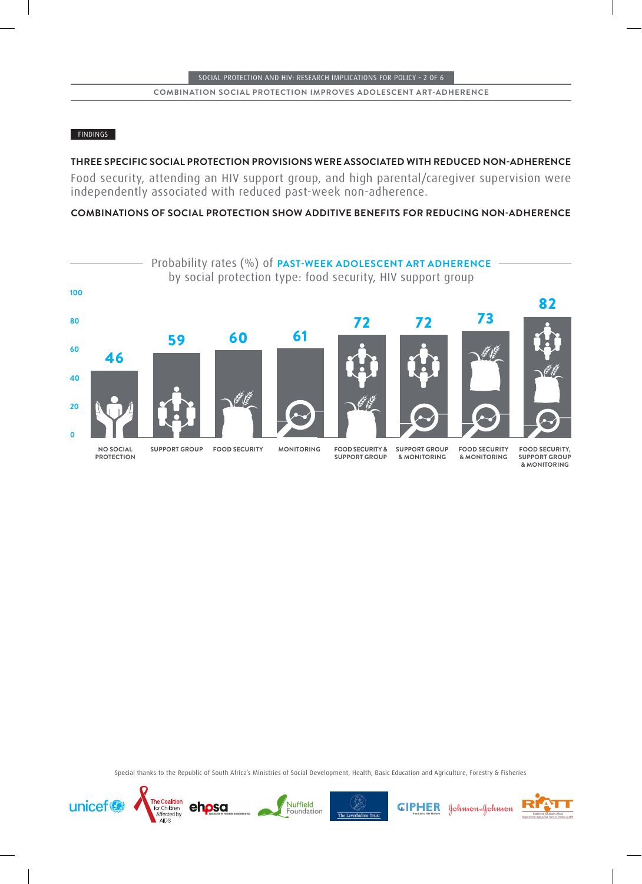COMBINATION SOCIAL PROTECTION IMPROVES ADOLESCENT ART-ADHERENCE

FINDINGS

## THREE SPECIFIC SOCIAL PROTECTION PROVISIONS WERE ASSOCIATED WITH REDUCED NON-ADHERENCE

Food security, attending an HIV support group, and high parental/caregiver supervision were independently associated with reduced past-week non-adherence.

## COMBINATIONS OF SOCIAL PROTECTION SHOW ADDITIVE BENEFITS FOR REDUCING NON-ADHERENCE

Probability rates (%) of **PAST-WEEK ADOLESCENT ART ADHERENCE**
by social protection type: food security, HIV support group

100
80
60
40
20
0

46
NO SOCIAL PROTECTION

59
SUPPORT GROUP

60
FOOD SECURITY

61
MONITORING

72
FOOD SECURITY & SUPPORT GROUP

72
SUPPORT GROUP & MONITORING

73
FOOD SECURITY & MONITORING

82
FOOD SECURITY, SUPPORT GROUP & MONITORING

Special thanks to the Republic of South Africa's Ministries of Social Development, Health, Basic Education and Agriculture, Forestry & Fisheries